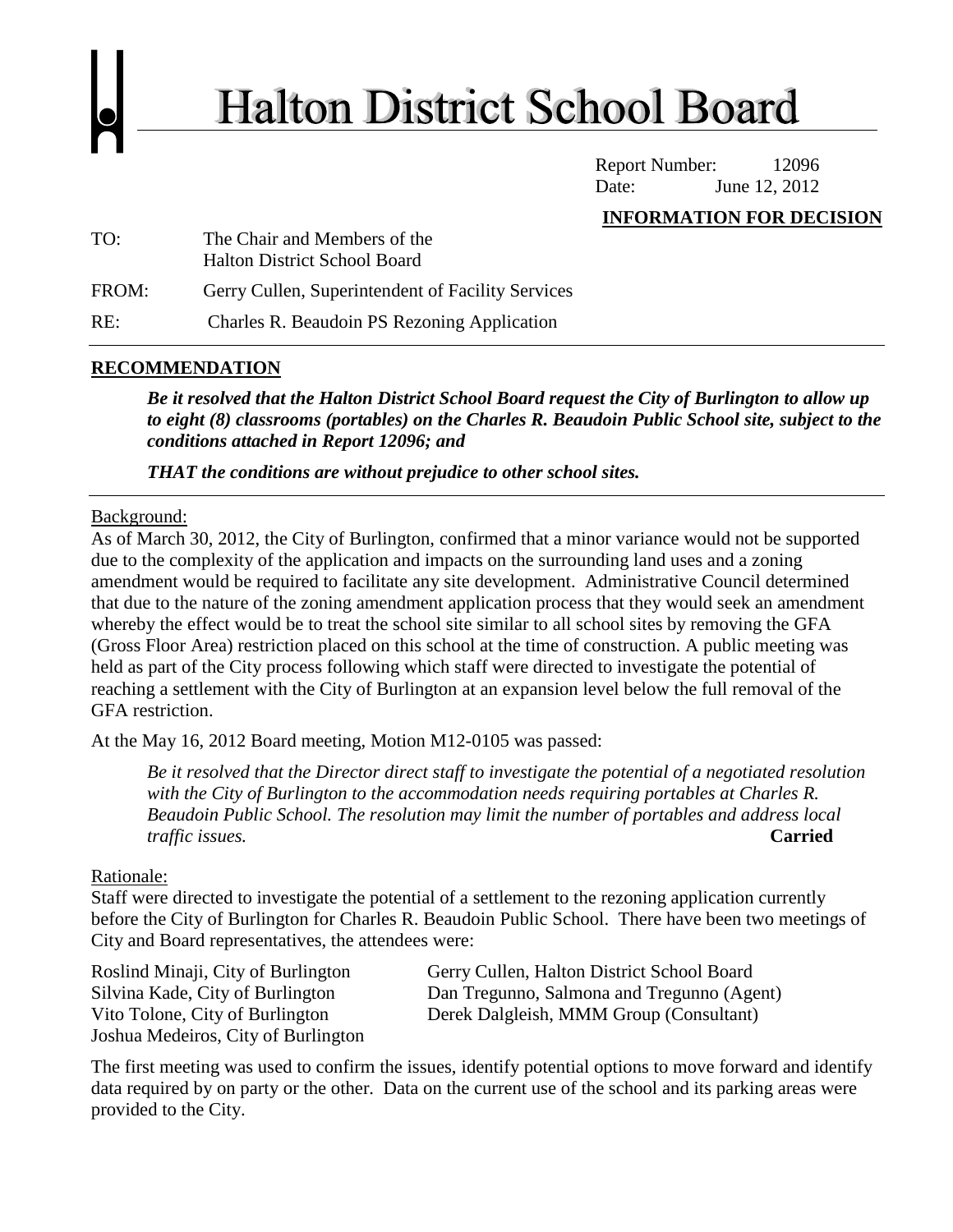# Halton District School Board

Report Number: 12096
Date: June 12, 2012

**INFORMATION FOR DECISION**

TO: The Chair and Members of the Halton District School Board

FROM: Gerry Cullen, Superintendent of Facility Services

RE: Charles R. Beaudoin PS Rezoning Application

## RECOMMENDATION

***Be it resolved that the Halton District School Board request the City of Burlington to allow up to eight (8) classrooms (portables) on the Charles R. Beaudoin Public School site, subject to the conditions attached in Report 12096; and***

***THAT the conditions are without prejudice to other school sites.***

---

Background:

As of March 30, 2012, the City of Burlington, confirmed that a minor variance would not be supported due to the complexity of the application and impacts on the surrounding land uses and a zoning amendment would be required to facilitate any site development. Administrative Council determined that due to the nature of the zoning amendment application process that they would seek an amendment whereby the effect would be to treat the school site similar to all school sites by removing the GFA (Gross Floor Area) restriction placed on this school at the time of construction. A public meeting was held as part of the City process following which staff were directed to investigate the potential of reaching a settlement with the City of Burlington at an expansion level below the full removal of the GFA restriction.

At the May 16, 2012 Board meeting, Motion M12-0105 was passed:

> *Be it resolved that the Director direct staff to investigate the potential of a negotiated resolution with the City of Burlington to the accommodation needs requiring portables at Charles R. Beaudoin Public School. The resolution may limit the number of portables and address local traffic issues.* **Carried**

Rationale:

Staff were directed to investigate the potential of a settlement to the rezoning application currently before the City of Burlington for Charles R. Beaudoin Public School. There have been two meetings of City and Board representatives, the attendees were:

| | |
|---|---|
| Roslind Minaji, City of Burlington | Gerry Cullen, Halton District School Board |
| Silvina Kade, City of Burlington | Dan Tregunno, Salmona and Tregunno (Agent) |
| Vito Tolone, City of Burlington | Derek Dalgleish, MMM Group (Consultant) |
| Joshua Medeiros, City of Burlington | |

The first meeting was used to confirm the issues, identify potential options to move forward and identify data required by on party or the other. Data on the current use of the school and its parking areas were provided to the City.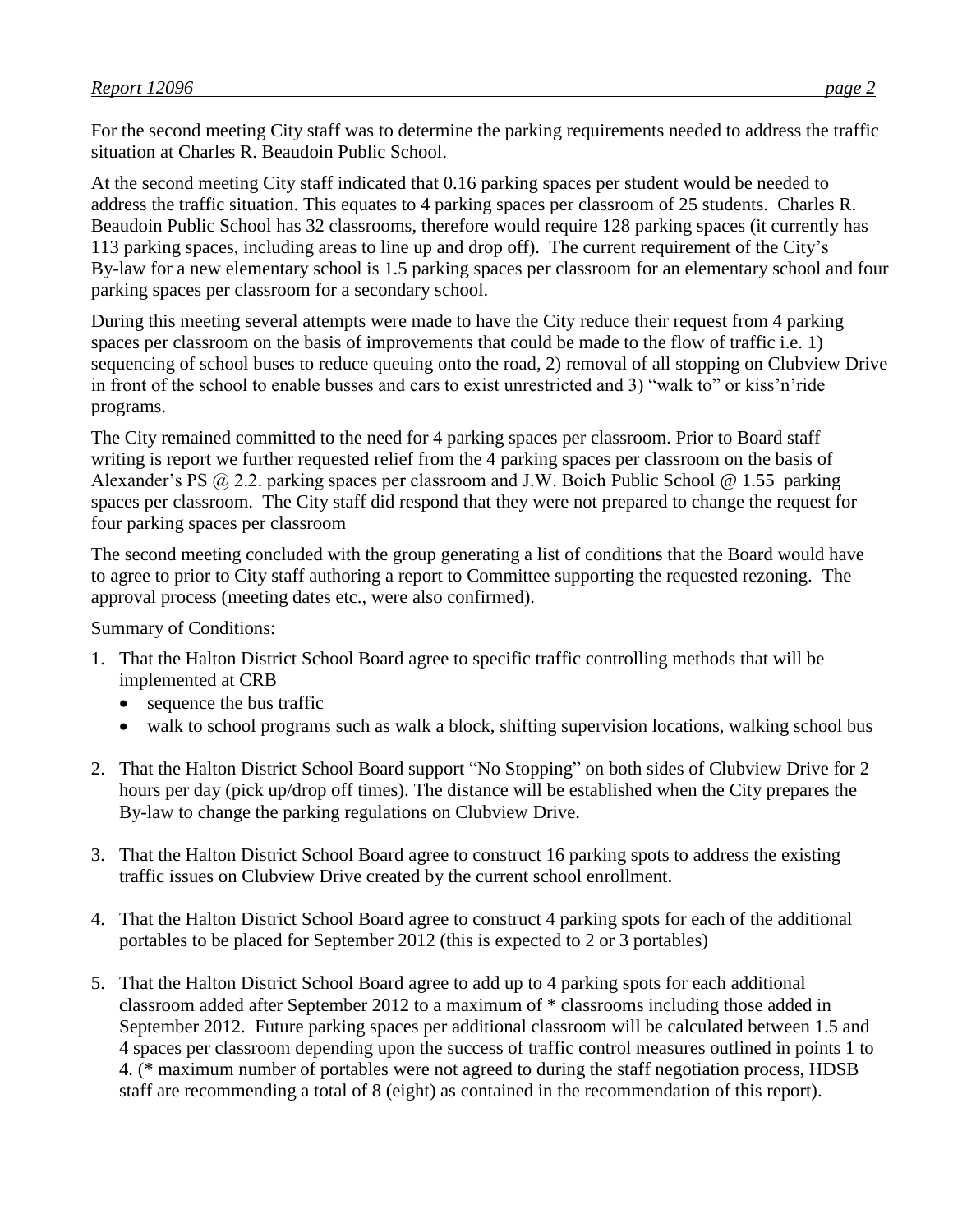For the second meeting City staff was to determine the parking requirements needed to address the traffic situation at Charles R. Beaudoin Public School.

At the second meeting City staff indicated that 0.16 parking spaces per student would be needed to address the traffic situation. This equates to 4 parking spaces per classroom of 25 students. Charles R. Beaudoin Public School has 32 classrooms, therefore would require 128 parking spaces (it currently has 113 parking spaces, including areas to line up and drop off). The current requirement of the City's By-law for a new elementary school is 1.5 parking spaces per classroom for an elementary school and four parking spaces per classroom for a secondary school.

During this meeting several attempts were made to have the City reduce their request from 4 parking spaces per classroom on the basis of improvements that could be made to the flow of traffic i.e. 1) sequencing of school buses to reduce queuing onto the road, 2) removal of all stopping on Clubview Drive in front of the school to enable busses and cars to exist unrestricted and 3) "walk to" or kiss'n'ride programs.

The City remained committed to the need for 4 parking spaces per classroom. Prior to Board staff writing is report we further requested relief from the 4 parking spaces per classroom on the basis of Alexander's PS @ 2.2. parking spaces per classroom and J.W. Boich Public School @ 1.55 parking spaces per classroom. The City staff did respond that they were not prepared to change the request for four parking spaces per classroom

The second meeting concluded with the group generating a list of conditions that the Board would have to agree to prior to City staff authoring a report to Committee supporting the requested rezoning. The approval process (meeting dates etc., were also confirmed).

<u>Summary of Conditions:</u>

1. That the Halton District School Board agree to specific traffic controlling methods that will be implemented at CRB
   - sequence the bus traffic
   - walk to school programs such as walk a block, shifting supervision locations, walking school bus

2. That the Halton District School Board support "No Stopping" on both sides of Clubview Drive for 2 hours per day (pick up/drop off times). The distance will be established when the City prepares the By-law to change the parking regulations on Clubview Drive.

3. That the Halton District School Board agree to construct 16 parking spots to address the existing traffic issues on Clubview Drive created by the current school enrollment.

4. That the Halton District School Board agree to construct 4 parking spots for each of the additional portables to be placed for September 2012 (this is expected to 2 or 3 portables)

5. That the Halton District School Board agree to add up to 4 parking spots for each additional classroom added after September 2012 to a maximum of * classrooms including those added in September 2012. Future parking spaces per additional classroom will be calculated between 1.5 and 4 spaces per classroom depending upon the success of traffic control measures outlined in points 1 to 4. (* maximum number of portables were not agreed to during the staff negotiation process, HDSB staff are recommending a total of 8 (eight) as contained in the recommendation of this report).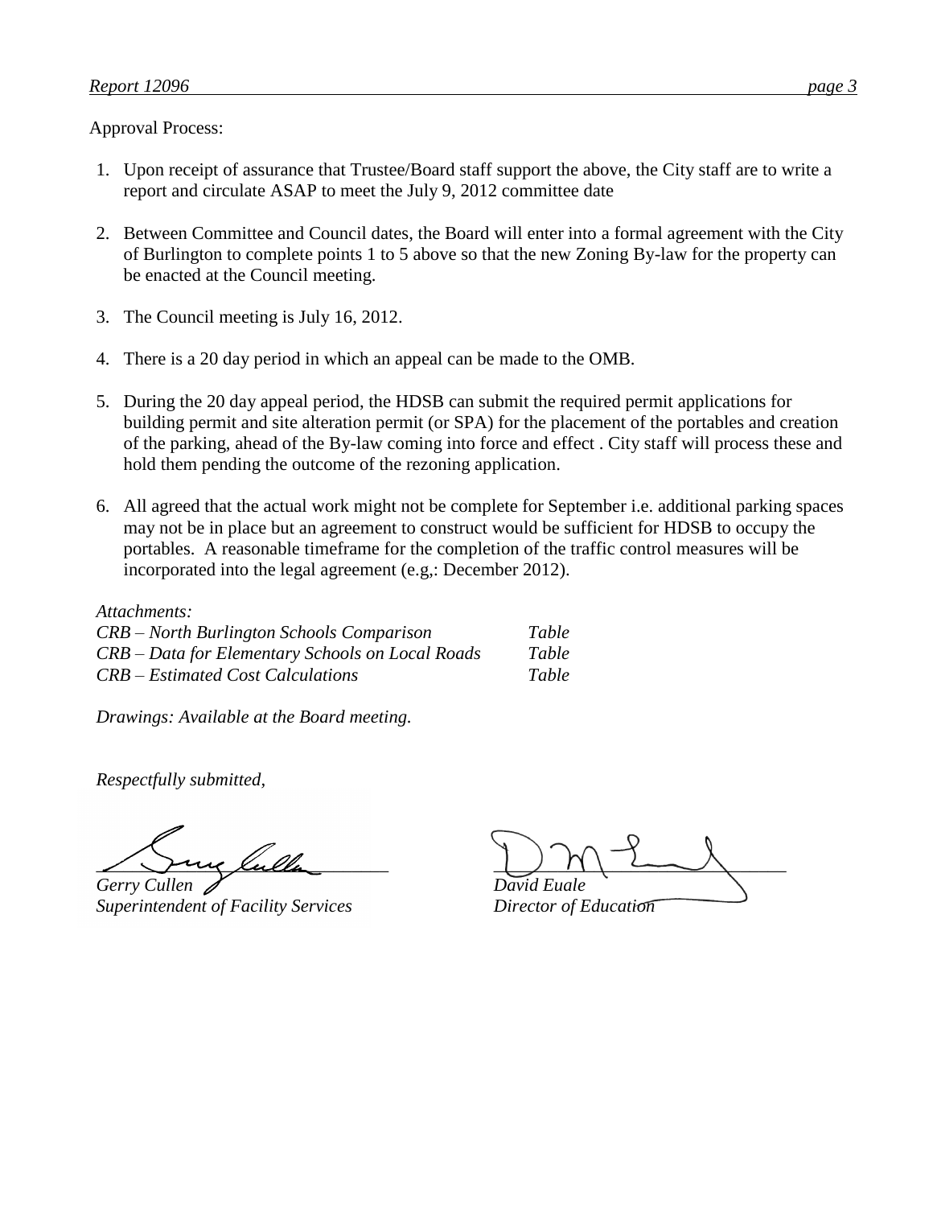Approval Process:

1. Upon receipt of assurance that Trustee/Board staff support the above, the City staff are to write a report and circulate ASAP to meet the July 9, 2012 committee date

2. Between Committee and Council dates, the Board will enter into a formal agreement with the City of Burlington to complete points 1 to 5 above so that the new Zoning By-law for the property can be enacted at the Council meeting.

3. The Council meeting is July 16, 2012.

4. There is a 20 day period in which an appeal can be made to the OMB.

5. During the 20 day appeal period, the HDSB can submit the required permit applications for building permit and site alteration permit (or SPA) for the placement of the portables and creation of the parking, ahead of the By-law coming into force and effect . City staff will process these and hold them pending the outcome of the rezoning application.

6. All agreed that the actual work might not be complete for September i.e. additional parking spaces may not be in place but an agreement to construct would be sufficient for HDSB to occupy the portables. A reasonable timeframe for the completion of the traffic control measures will be incorporated into the legal agreement (e.g,: December 2012).

*Attachments:*

| | |
|---|---|
| *CRB – North Burlington Schools Comparison* | *Table* |
| *CRB – Data for Elementary Schools on Local Roads* | *Table* |
| *CRB – Estimated Cost Calculations* | *Table* |

*Drawings: Available at the Board meeting.*

*Respectfully submitted,*

*Gerry Cullen*
*Superintendent of Facility Services*

*David Euale*
*Director of Education*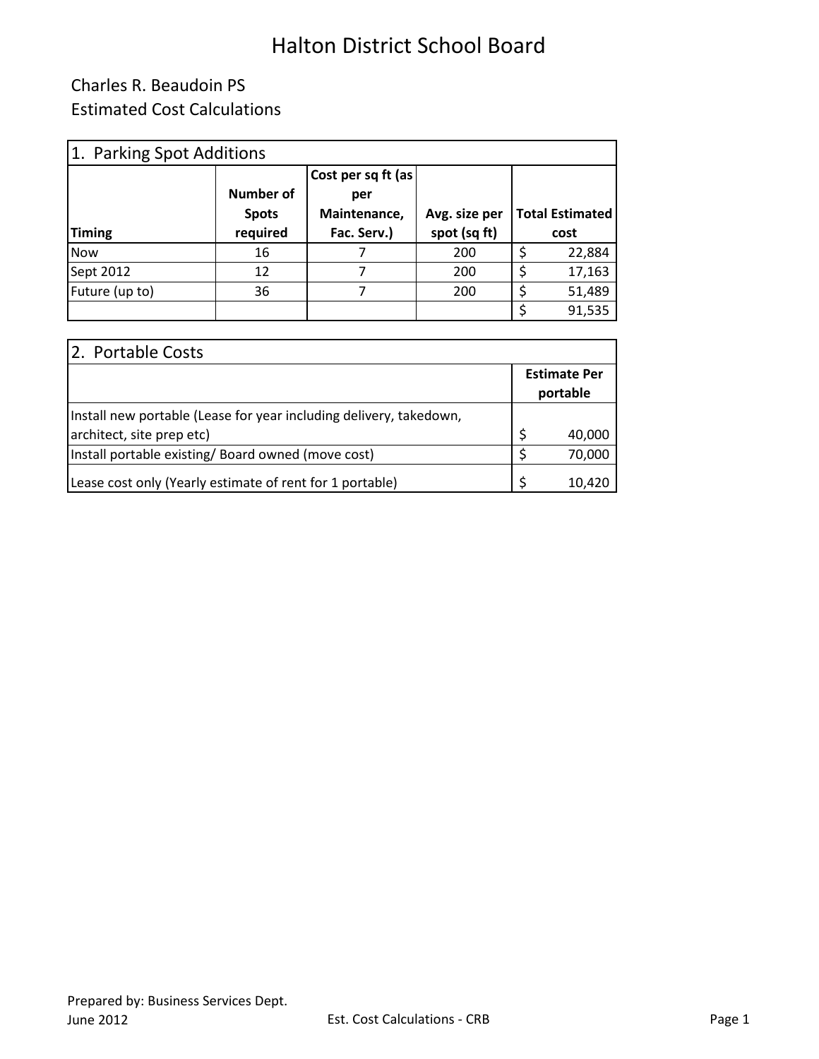# Halton District School Board

## Charles R. Beaudoin PS
## Estimated Cost Calculations

| 1. Parking Spot Additions | | | | |
|---|---|---|---|---|
| **Timing** | **Number of Spots required** | **Cost per sq ft (as per Maintenance, Fac. Serv.)** | **Avg. size per spot (sq ft)** | **Total Estimated cost** |
| Now | 16 | 7 | 200 | $ 22,884 |
| Sept 2012 | 12 | 7 | 200 | $ 17,163 |
| Future (up to) | 36 | 7 | 200 | $ 51,489 |
| | | | | $ 91,535 |

| 2. Portable Costs | |
|---|---|
| | **Estimate Per portable** |
| Install new portable (Lease for year including delivery, takedown, architect, site prep etc) | $ 40,000 |
| Install portable existing/ Board owned (move cost) | $ 70,000 |
| Lease cost only (Yearly estimate of rent for 1 portable) | $ 10,420 |

Prepared by: Business Services Dept.
June 2012

Est. Cost Calculations - CRB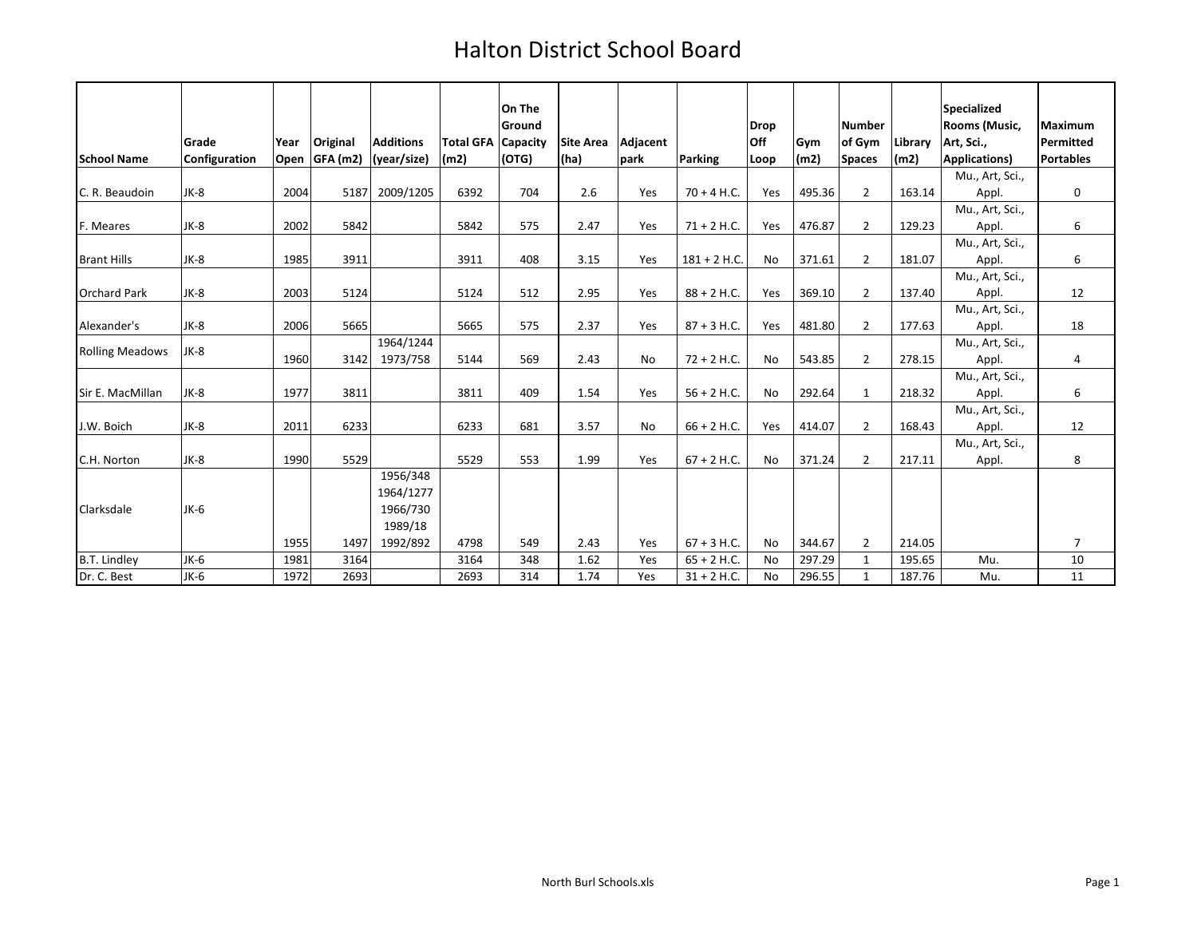# Halton District School Board

| School Name | Grade Configuration | Year Open | Original GFA (m2) | Additions (year/size) | Total GFA (m2) | On The Ground Capacity (OTG) | Site Area (ha) | Adjacent park | Parking | Drop Off Loop | Gym (m2) | Number of Gym Spaces | Library (m2) | Specialized Rooms (Music, Art, Sci., Applications) | Maximum Permitted Portables |
|---|---|---|---|---|---|---|---|---|---|---|---|---|---|---|---|
| C. R. Beaudoin | JK-8 | 2004 | 5187 | 2009/1205 | 6392 | 704 | 2.6 | Yes | 70 + 4 H.C. | Yes | 495.36 | 2 | 163.14 | Mu., Art, Sci., Appl. | 0 |
| F. Meares | JK-8 | 2002 | 5842 | | 5842 | 575 | 2.47 | Yes | 71 + 2 H.C. | Yes | 476.87 | 2 | 129.23 | Mu., Art, Sci., Appl. | 6 |
| Brant Hills | JK-8 | 1985 | 3911 | | 3911 | 408 | 3.15 | Yes | 181 + 2 H.C. | No | 371.61 | 2 | 181.07 | Mu., Art, Sci., Appl. | 6 |
| Orchard Park | JK-8 | 2003 | 5124 | | 5124 | 512 | 2.95 | Yes | 88 + 2 H.C. | Yes | 369.10 | 2 | 137.40 | Mu., Art, Sci., Appl. | 12 |
| Alexander's | JK-8 | 2006 | 5665 | | 5665 | 575 | 2.37 | Yes | 87 + 3 H.C. | Yes | 481.80 | 2 | 177.63 | Mu., Art, Sci., Appl. | 18 |
| Rolling Meadows | JK-8 | 1960 | 3142 | 1964/1244<br>1973/758 | 5144 | 569 | 2.43 | No | 72 + 2 H.C. | No | 543.85 | 2 | 278.15 | Mu., Art, Sci., Appl. | 4 |
| Sir E. MacMillan | JK-8 | 1977 | 3811 | | 3811 | 409 | 1.54 | Yes | 56 + 2 H.C. | No | 292.64 | 1 | 218.32 | Mu., Art, Sci., Appl. | 6 |
| J.W. Boich | JK-8 | 2011 | 6233 | | 6233 | 681 | 3.57 | No | 66 + 2 H.C. | Yes | 414.07 | 2 | 168.43 | Mu., Art, Sci., Appl. | 12 |
| C.H. Norton | JK-8 | 1990 | 5529 | | 5529 | 553 | 1.99 | Yes | 67 + 2 H.C. | No | 371.24 | 2 | 217.11 | Mu., Art, Sci., Appl. | 8 |
| Clarksdale | JK-6 | 1955 | 1497 | 1956/348<br>1964/1277<br>1966/730<br>1989/18<br>1992/892 | 4798 | 549 | 2.43 | Yes | 67 + 3 H.C. | No | 344.67 | 2 | 214.05 | | 7 |
| B.T. Lindley | JK-6 | 1981 | 3164 | | 3164 | 348 | 1.62 | Yes | 65 + 2 H.C. | No | 297.29 | 1 | 195.65 | Mu. | 10 |
| Dr. C. Best | JK-6 | 1972 | 2693 | | 2693 | 314 | 1.74 | Yes | 31 + 2 H.C. | No | 296.55 | 1 | 187.76 | Mu. | 11 |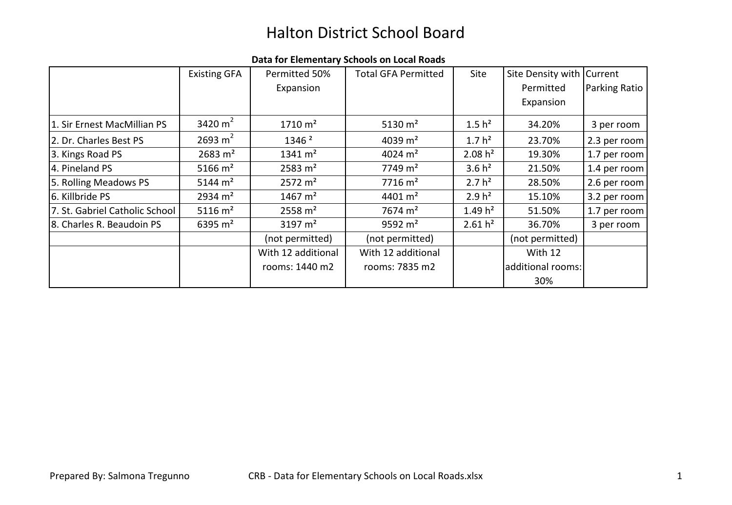# Halton District School Board

**Data for Elementary Schools on Local Roads**

| | Existing GFA | Permitted 50% Expansion | Total GFA Permitted | Site | Site Density with Permitted Expansion | Current Parking Ratio |
|---|---|---|---|---|---|---|
| 1. Sir Ernest MacMillian PS | 3420 $m^2$ | 1710 $m^2$ | 5130 $m^2$ | 1.5 $h^2$ | 34.20% | 3 per room |
| 2. Dr. Charles Best PS | 2693 $m^2$ | 1346 $^2$ | 4039 $m^2$ | 1.7 $h^2$ | 23.70% | 2.3 per room |
| 3. Kings Road PS | 2683 $m^2$ | 1341 $m^2$ | 4024 $m^2$ | 2.08 $h^2$ | 19.30% | 1.7 per room |
| 4. Pineland PS | 5166 $m^2$ | 2583 $m^2$ | 7749 $m^2$ | 3.6 $h^2$ | 21.50% | 1.4 per room |
| 5. Rolling Meadows PS | 5144 $m^2$ | 2572 $m^2$ | 7716 $m^2$ | 2.7 $h^2$ | 28.50% | 2.6 per room |
| 6. Killbride PS | 2934 $m^2$ | 1467 $m^2$ | 4401 $m^2$ | 2.9 $h^2$ | 15.10% | 3.2 per room |
| 7. St. Gabriel Catholic School | 5116 $m^2$ | 2558 $m^2$ | 7674 $m^2$ | 1.49 $h^2$ | 51.50% | 1.7 per room |
| 8. Charles R. Beaudoin PS | 6395 $m^2$ | 3197 $m^2$ | 9592 $m^2$ | 2.61 $h^2$ | 36.70% | 3 per room |
| | | (not permitted) | (not permitted) | | (not permitted) | |
| | | With 12 additional rooms: 1440 m2 | With 12 additional rooms: 7835 m2 | | With 12 additional rooms: 30% | |

Prepared By: Salmona Tregunno CRB - Data for Elementary Schools on Local Roads.xlsx